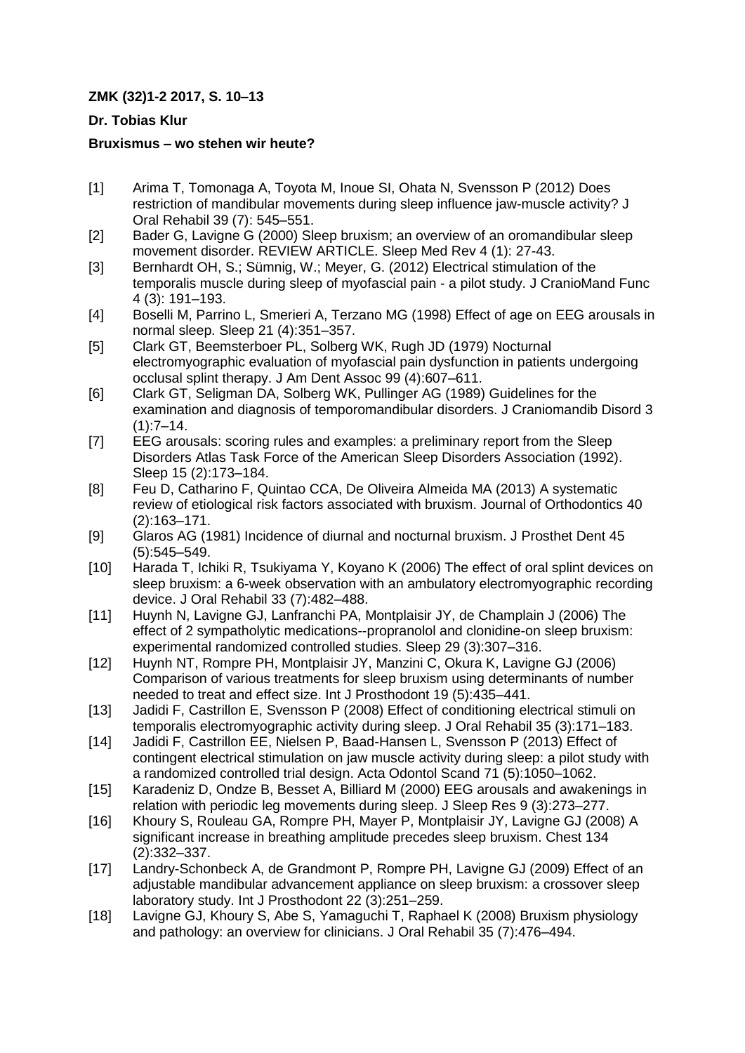**ZMK (32)1-2 2017, S. 10–13**

**Dr. Tobias Klur**

**Bruxismus – wo stehen wir heute?**

[1] Arima T, Tomonaga A, Toyota M, Inoue SI, Ohata N, Svensson P (2012) Does restriction of mandibular movements during sleep influence jaw-muscle activity? J Oral Rehabil 39 (7): 545–551.

[2] Bader G, Lavigne G (2000) Sleep bruxism; an overview of an oromandibular sleep movement disorder. REVIEW ARTICLE. Sleep Med Rev 4 (1): 27-43.

[3] Bernhardt OH, S.; Sümnig, W.; Meyer, G. (2012) Electrical stimulation of the temporalis muscle during sleep of myofascial pain - a pilot study. J CranioMand Func 4 (3): 191–193.

[4] Boselli M, Parrino L, Smerieri A, Terzano MG (1998) Effect of age on EEG arousals in normal sleep. Sleep 21 (4):351–357.

[5] Clark GT, Beemsterboer PL, Solberg WK, Rugh JD (1979) Nocturnal electromyographic evaluation of myofascial pain dysfunction in patients undergoing occlusal splint therapy. J Am Dent Assoc 99 (4):607–611.

[6] Clark GT, Seligman DA, Solberg WK, Pullinger AG (1989) Guidelines for the examination and diagnosis of temporomandibular disorders. J Craniomandib Disord 3 (1):7–14.

[7] EEG arousals: scoring rules and examples: a preliminary report from the Sleep Disorders Atlas Task Force of the American Sleep Disorders Association (1992). Sleep 15 (2):173–184.

[8] Feu D, Catharino F, Quintao CCA, De Oliveira Almeida MA (2013) A systematic review of etiological risk factors associated with bruxism. Journal of Orthodontics 40 (2):163–171.

[9] Glaros AG (1981) Incidence of diurnal and nocturnal bruxism. J Prosthet Dent 45 (5):545–549.

[10] Harada T, Ichiki R, Tsukiyama Y, Koyano K (2006) The effect of oral splint devices on sleep bruxism: a 6-week observation with an ambulatory electromyographic recording device. J Oral Rehabil 33 (7):482–488.

[11] Huynh N, Lavigne GJ, Lanfranchi PA, Montplaisir JY, de Champlain J (2006) The effect of 2 sympatholytic medications--propranolol and clonidine-on sleep bruxism: experimental randomized controlled studies. Sleep 29 (3):307–316.

[12] Huynh NT, Rompre PH, Montplaisir JY, Manzini C, Okura K, Lavigne GJ (2006) Comparison of various treatments for sleep bruxism using determinants of number needed to treat and effect size. Int J Prosthodont 19 (5):435–441.

[13] Jadidi F, Castrillon E, Svensson P (2008) Effect of conditioning electrical stimuli on temporalis electromyographic activity during sleep. J Oral Rehabil 35 (3):171–183.

[14] Jadidi F, Castrillon EE, Nielsen P, Baad-Hansen L, Svensson P (2013) Effect of contingent electrical stimulation on jaw muscle activity during sleep: a pilot study with a randomized controlled trial design. Acta Odontol Scand 71 (5):1050–1062.

[15] Karadeniz D, Ondze B, Besset A, Billiard M (2000) EEG arousals and awakenings in relation with periodic leg movements during sleep. J Sleep Res 9 (3):273–277.

[16] Khoury S, Rouleau GA, Rompre PH, Mayer P, Montplaisir JY, Lavigne GJ (2008) A significant increase in breathing amplitude precedes sleep bruxism. Chest 134 (2):332–337.

[17] Landry-Schonbeck A, de Grandmont P, Rompre PH, Lavigne GJ (2009) Effect of an adjustable mandibular advancement appliance on sleep bruxism: a crossover sleep laboratory study. Int J Prosthodont 22 (3):251–259.

[18] Lavigne GJ, Khoury S, Abe S, Yamaguchi T, Raphael K (2008) Bruxism physiology and pathology: an overview for clinicians. J Oral Rehabil 35 (7):476–494.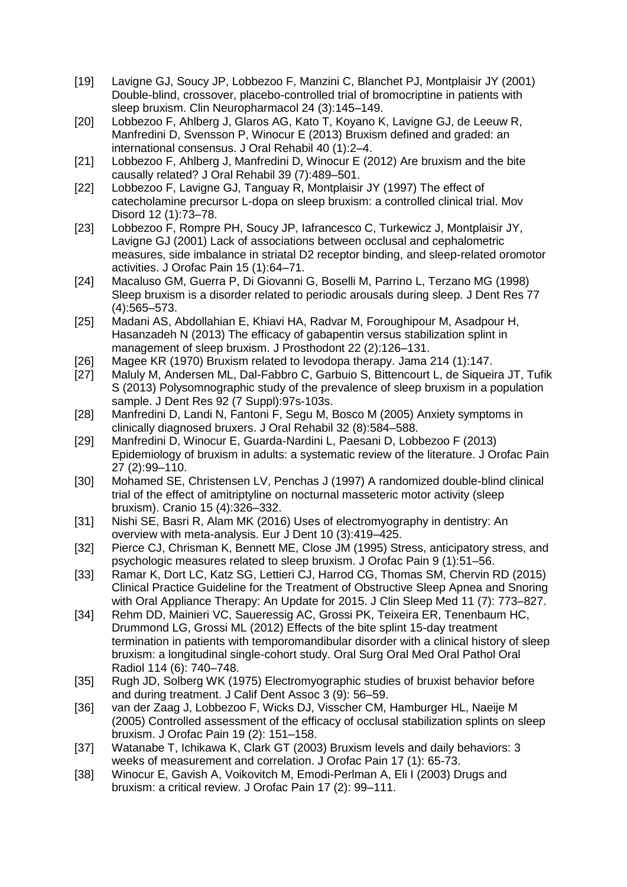[19] Lavigne GJ, Soucy JP, Lobbezoo F, Manzini C, Blanchet PJ, Montplaisir JY (2001) Double-blind, crossover, placebo-controlled trial of bromocriptine in patients with sleep bruxism. Clin Neuropharmacol 24 (3):145–149.

[20] Lobbezoo F, Ahlberg J, Glaros AG, Kato T, Koyano K, Lavigne GJ, de Leeuw R, Manfredini D, Svensson P, Winocur E (2013) Bruxism defined and graded: an international consensus. J Oral Rehabil 40 (1):2–4.

[21] Lobbezoo F, Ahlberg J, Manfredini D, Winocur E (2012) Are bruxism and the bite causally related? J Oral Rehabil 39 (7):489–501.

[22] Lobbezoo F, Lavigne GJ, Tanguay R, Montplaisir JY (1997) The effect of catecholamine precursor L-dopa on sleep bruxism: a controlled clinical trial. Mov Disord 12 (1):73–78.

[23] Lobbezoo F, Rompre PH, Soucy JP, Iafrancesco C, Turkewicz J, Montplaisir JY, Lavigne GJ (2001) Lack of associations between occlusal and cephalometric measures, side imbalance in striatal D2 receptor binding, and sleep-related oromotor activities. J Orofac Pain 15 (1):64–71.

[24] Macaluso GM, Guerra P, Di Giovanni G, Boselli M, Parrino L, Terzano MG (1998) Sleep bruxism is a disorder related to periodic arousals during sleep. J Dent Res 77 (4):565–573.

[25] Madani AS, Abdollahian E, Khiavi HA, Radvar M, Foroughipour M, Asadpour H, Hasanzadeh N (2013) The efficacy of gabapentin versus stabilization splint in management of sleep bruxism. J Prosthodont 22 (2):126–131.

[26] Magee KR (1970) Bruxism related to levodopa therapy. Jama 214 (1):147.

[27] Maluly M, Andersen ML, Dal-Fabbro C, Garbuio S, Bittencourt L, de Siqueira JT, Tufik S (2013) Polysomnographic study of the prevalence of sleep bruxism in a population sample. J Dent Res 92 (7 Suppl):97s-103s.

[28] Manfredini D, Landi N, Fantoni F, Segu M, Bosco M (2005) Anxiety symptoms in clinically diagnosed bruxers. J Oral Rehabil 32 (8):584–588.

[29] Manfredini D, Winocur E, Guarda-Nardini L, Paesani D, Lobbezoo F (2013) Epidemiology of bruxism in adults: a systematic review of the literature. J Orofac Pain 27 (2):99–110.

[30] Mohamed SE, Christensen LV, Penchas J (1997) A randomized double-blind clinical trial of the effect of amitriptyline on nocturnal masseteric motor activity (sleep bruxism). Cranio 15 (4):326–332.

[31] Nishi SE, Basri R, Alam MK (2016) Uses of electromyography in dentistry: An overview with meta-analysis. Eur J Dent 10 (3):419–425.

[32] Pierce CJ, Chrisman K, Bennett ME, Close JM (1995) Stress, anticipatory stress, and psychologic measures related to sleep bruxism. J Orofac Pain 9 (1):51–56.

[33] Ramar K, Dort LC, Katz SG, Lettieri CJ, Harrod CG, Thomas SM, Chervin RD (2015) Clinical Practice Guideline for the Treatment of Obstructive Sleep Apnea and Snoring with Oral Appliance Therapy: An Update for 2015. J Clin Sleep Med 11 (7): 773–827.

[34] Rehm DD, Mainieri VC, Saueressig AC, Grossi PK, Teixeira ER, Tenenbaum HC, Drummond LG, Grossi ML (2012) Effects of the bite splint 15-day treatment termination in patients with temporomandibular disorder with a clinical history of sleep bruxism: a longitudinal single-cohort study. Oral Surg Oral Med Oral Pathol Oral Radiol 114 (6): 740–748.

[35] Rugh JD, Solberg WK (1975) Electromyographic studies of bruxist behavior before and during treatment. J Calif Dent Assoc 3 (9): 56–59.

[36] van der Zaag J, Lobbezoo F, Wicks DJ, Visscher CM, Hamburger HL, Naeije M (2005) Controlled assessment of the efficacy of occlusal stabilization splints on sleep bruxism. J Orofac Pain 19 (2): 151–158.

[37] Watanabe T, Ichikawa K, Clark GT (2003) Bruxism levels and daily behaviors: 3 weeks of measurement and correlation. J Orofac Pain 17 (1): 65-73.

[38] Winocur E, Gavish A, Voikovitch M, Emodi-Perlman A, Eli I (2003) Drugs and bruxism: a critical review. J Orofac Pain 17 (2): 99–111.